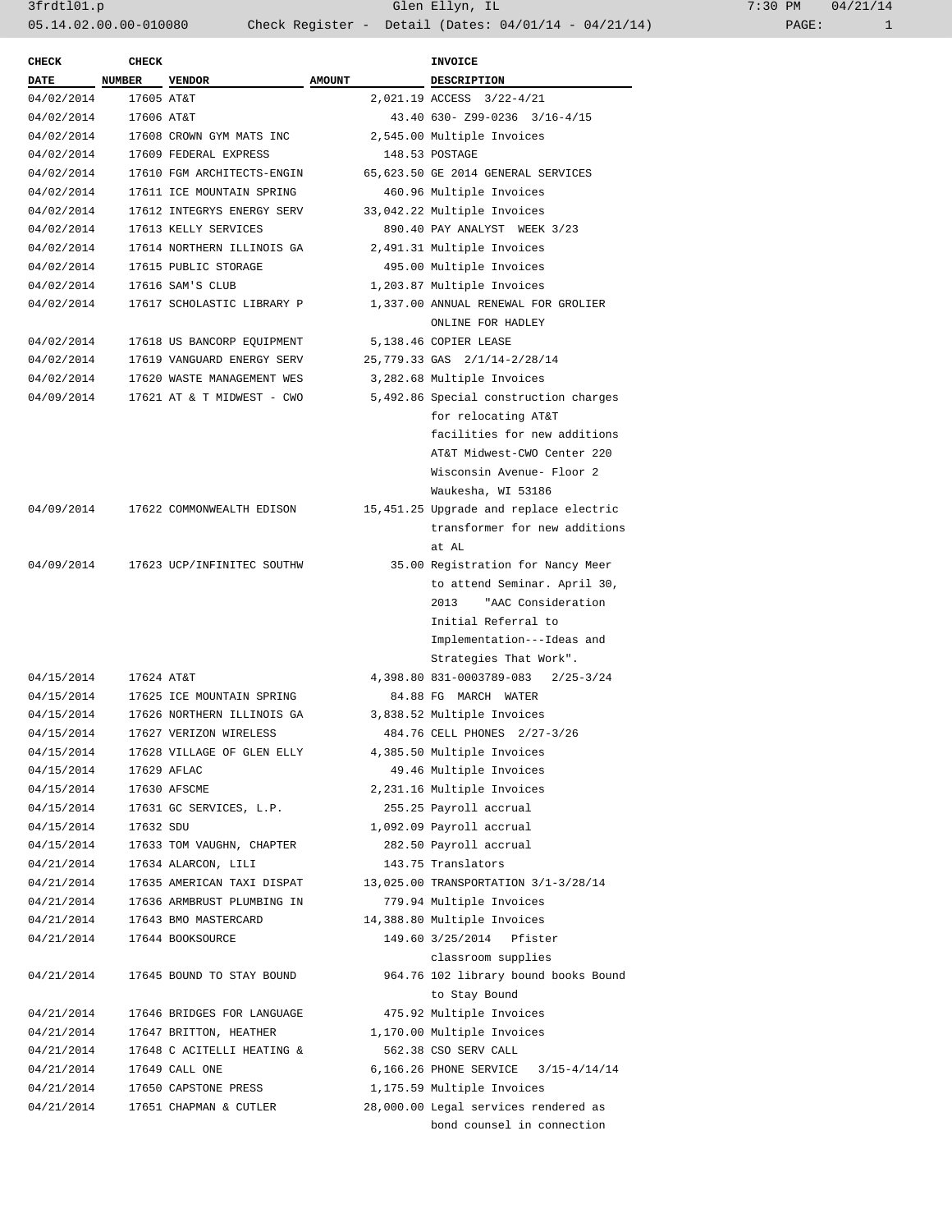| CHECK DATE | CHECK NUMBER | VENDOR | AMOUNT | INVOICE DESCRIPTION |
|---|---|---|---|---|
| 04/02/2014 | 17605 | AT&T | 2,021.19 | ACCESS 3/22-4/21 |
| 04/02/2014 | 17606 | AT&T | 43.40 | 630- Z99-0236 3/16-4/15 |
| 04/02/2014 | 17608 | CROWN GYM MATS INC | 2,545.00 | Multiple Invoices |
| 04/02/2014 | 17609 | FEDERAL EXPRESS | 148.53 | POSTAGE |
| 04/02/2014 | 17610 | FGM ARCHITECTS-ENGIN | 65,623.50 | GE 2014 GENERAL SERVICES |
| 04/02/2014 | 17611 | ICE MOUNTAIN SPRING | 460.96 | Multiple Invoices |
| 04/02/2014 | 17612 | INTEGRYS ENERGY SERV | 33,042.22 | Multiple Invoices |
| 04/02/2014 | 17613 | KELLY SERVICES | 890.40 | PAY ANALYST WEEK 3/23 |
| 04/02/2014 | 17614 | NORTHERN ILLINOIS GA | 2,491.31 | Multiple Invoices |
| 04/02/2014 | 17615 | PUBLIC STORAGE | 495.00 | Multiple Invoices |
| 04/02/2014 | 17616 | SAM'S CLUB | 1,203.87 | Multiple Invoices |
| 04/02/2014 | 17617 | SCHOLASTIC LIBRARY P | 1,337.00 | ANNUAL RENEWAL FOR GROLIER ONLINE FOR HADLEY |
| 04/02/2014 | 17618 | US BANCORP EQUIPMENT | 5,138.46 | COPIER LEASE |
| 04/02/2014 | 17619 | VANGUARD ENERGY SERV | 25,779.33 | GAS 2/1/14-2/28/14 |
| 04/02/2014 | 17620 | WASTE MANAGEMENT WES | 3,282.68 | Multiple Invoices |
| 04/09/2014 | 17621 | AT & T MIDWEST - CWO | 5,492.86 | Special construction charges for relocating AT&T facilities for new additions AT&T Midwest-CWO Center 220 Wisconsin Avenue- Floor 2 Waukesha, WI 53186 |
| 04/09/2014 | 17622 | COMMONWEALTH EDISON | 15,451.25 | Upgrade and replace electric transformer for new additions at AL |
| 04/09/2014 | 17623 | UCP/INFINITEC SOUTHW | 35.00 | Registration for Nancy Meer to attend Seminar. April 30, 2013 "AAC Consideration Initial Referral to Implementation---Ideas and Strategies That Work". |
| 04/15/2014 | 17624 | AT&T | 4,398.80 | 831-0003789-083 2/25-3/24 |
| 04/15/2014 | 17625 | ICE MOUNTAIN SPRING | 84.88 | FG MARCH WATER |
| 04/15/2014 | 17626 | NORTHERN ILLINOIS GA | 3,838.52 | Multiple Invoices |
| 04/15/2014 | 17627 | VERIZON WIRELESS | 484.76 | CELL PHONES 2/27-3/26 |
| 04/15/2014 | 17628 | VILLAGE OF GLEN ELLY | 4,385.50 | Multiple Invoices |
| 04/15/2014 | 17629 | AFLAC | 49.46 | Multiple Invoices |
| 04/15/2014 | 17630 | AFSCME | 2,231.16 | Multiple Invoices |
| 04/15/2014 | 17631 | GC SERVICES, L.P. | 255.25 | Payroll accrual |
| 04/15/2014 | 17632 | SDU | 1,092.09 | Payroll accrual |
| 04/15/2014 | 17633 | TOM VAUGHN, CHAPTER | 282.50 | Payroll accrual |
| 04/21/2014 | 17634 | ALARCON, LILI | 143.75 | Translators |
| 04/21/2014 | 17635 | AMERICAN TAXI DISPAT | 13,025.00 | TRANSPORTATION 3/1-3/28/14 |
| 04/21/2014 | 17636 | ARMBRUST PLUMBING IN | 779.94 | Multiple Invoices |
| 04/21/2014 | 17643 | BMO MASTERCARD | 14,388.80 | Multiple Invoices |
| 04/21/2014 | 17644 | BOOKSOURCE | 149.60 | 3/25/2014 Pfister classroom supplies |
| 04/21/2014 | 17645 | BOUND TO STAY BOUND | 964.76 | 102 library bound books Bound to Stay Bound |
| 04/21/2014 | 17646 | BRIDGES FOR LANGUAGE | 475.92 | Multiple Invoices |
| 04/21/2014 | 17647 | BRITTON, HEATHER | 1,170.00 | Multiple Invoices |
| 04/21/2014 | 17648 | C ACITELLI HEATING & | 562.38 | CSO SERV CALL |
| 04/21/2014 | 17649 | CALL ONE | 6,166.26 | PHONE SERVICE 3/15-4/14/14 |
| 04/21/2014 | 17650 | CAPSTONE PRESS | 1,175.59 | Multiple Invoices |
| 04/21/2014 | 17651 | CHAPMAN & CUTLER | 28,000.00 | Legal services rendered as bond counsel in connection |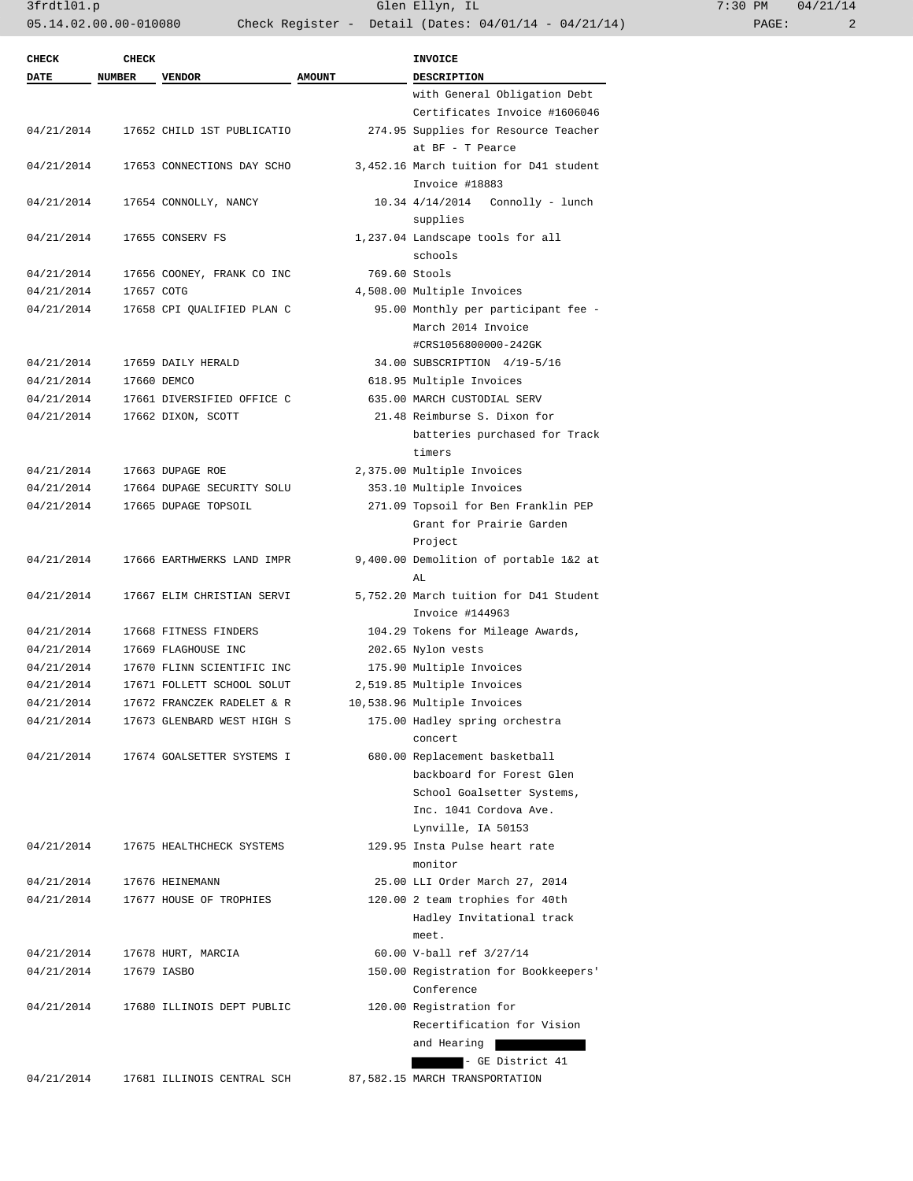| CHECK DATE | CHECK NUMBER | VENDOR | AMOUNT | INVOICE DESCRIPTION |
|---|---|---|---|---|
| | | | | with General Obligation Debt Certificates Invoice #1606046 |
| 04/21/2014 | 17652 | CHILD 1ST PUBLICATIO | 274.95 | Supplies for Resource Teacher at BF - T Pearce |
| 04/21/2014 | 17653 | CONNECTIONS DAY SCHO | 3,452.16 | March tuition for D41 student Invoice #18883 |
| 04/21/2014 | 17654 | CONNOLLY, NANCY | 10.34 | 4/14/2014 Connolly - lunch supplies |
| 04/21/2014 | 17655 | CONSERV FS | 1,237.04 | Landscape tools for all schools |
| 04/21/2014 | 17656 | COONEY, FRANK CO INC | 769.60 | Stools |
| 04/21/2014 | 17657 | COTG | 4,508.00 | Multiple Invoices |
| 04/21/2014 | 17658 | CPI QUALIFIED PLAN C | 95.00 | Monthly per participant fee - March 2014 Invoice #CRS1056800000-242GK |
| 04/21/2014 | 17659 | DAILY HERALD | 34.00 | SUBSCRIPTION 4/19-5/16 |
| 04/21/2014 | 17660 | DEMCO | 618.95 | Multiple Invoices |
| 04/21/2014 | 17661 | DIVERSIFIED OFFICE C | 635.00 | MARCH CUSTODIAL SERV |
| 04/21/2014 | 17662 | DIXON, SCOTT | 21.48 | Reimburse S. Dixon for batteries purchased for Track timers |
| 04/21/2014 | 17663 | DUPAGE ROE | 2,375.00 | Multiple Invoices |
| 04/21/2014 | 17664 | DUPAGE SECURITY SOLU | 353.10 | Multiple Invoices |
| 04/21/2014 | 17665 | DUPAGE TOPSOIL | 271.09 | Topsoil for Ben Franklin PEP Grant for Prairie Garden Project |
| 04/21/2014 | 17666 | EARTHWERKS LAND IMPR | 9,400.00 | Demolition of portable 1&2 at AL |
| 04/21/2014 | 17667 | ELIM CHRISTIAN SERVI | 5,752.20 | March tuition for D41 Student Invoice #144963 |
| 04/21/2014 | 17668 | FITNESS FINDERS | 104.29 | Tokens for Mileage Awards, |
| 04/21/2014 | 17669 | FLAGHOUSE INC | 202.65 | Nylon vests |
| 04/21/2014 | 17670 | FLINN SCIENTIFIC INC | 175.90 | Multiple Invoices |
| 04/21/2014 | 17671 | FOLLETT SCHOOL SOLUT | 2,519.85 | Multiple Invoices |
| 04/21/2014 | 17672 | FRANCZEK RADELET & R | 10,538.96 | Multiple Invoices |
| 04/21/2014 | 17673 | GLENBARD WEST HIGH S | 175.00 | Hadley spring orchestra concert |
| 04/21/2014 | 17674 | GOALSETTER SYSTEMS I | 680.00 | Replacement basketball backboard for Forest Glen School Goalsetter Systems, Inc. 1041 Cordova Ave. Lynville, IA 50153 |
| 04/21/2014 | 17675 | HEALTHCHECK SYSTEMS | 129.95 | Insta Pulse heart rate monitor |
| 04/21/2014 | 17676 | HEINEMANN | 25.00 | LLI Order March 27, 2014 |
| 04/21/2014 | 17677 | HOUSE OF TROPHIES | 120.00 | 2 team trophies for 40th Hadley Invitational track meet. |
| 04/21/2014 | 17678 | HURT, MARCIA | 60.00 | V-ball ref 3/27/14 |
| 04/21/2014 | 17679 | IASBO | 150.00 | Registration for Bookkeepers' Conference |
| 04/21/2014 | 17680 | ILLINOIS DEPT PUBLIC | 120.00 | Registration for Recertification for Vision and Hearing [REDACTED] [REDACTED]- GE District 41 |
| 04/21/2014 | 17681 | ILLINOIS CENTRAL SCH | 87,582.15 | MARCH TRANSPORTATION |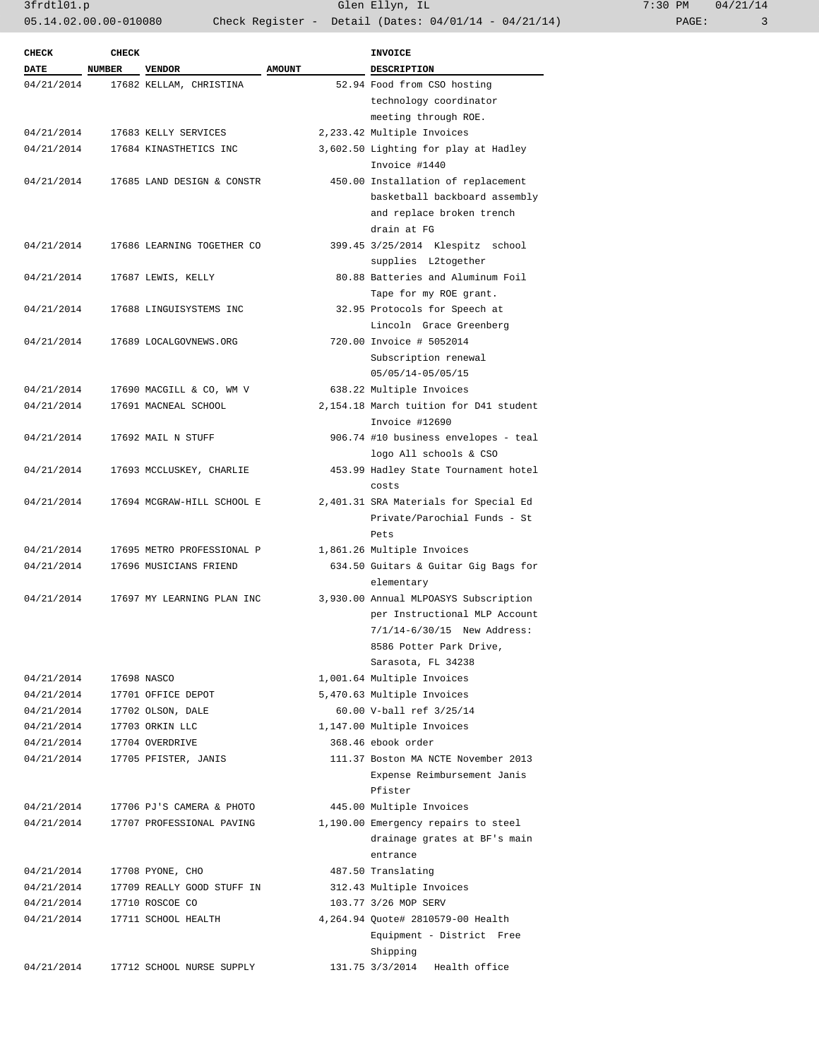| CHECK DATE | CHECK NUMBER | VENDOR | AMOUNT | INVOICE DESCRIPTION |
|---|---|---|---|---|
| 04/21/2014 | 17682 | KELLAM, CHRISTINA | 52.94 | Food from CSO hosting technology coordinator meeting through ROE. |
| 04/21/2014 | 17683 | KELLY SERVICES | 2,233.42 | Multiple Invoices |
| 04/21/2014 | 17684 | KINASTHETICS INC | 3,602.50 | Lighting for play at Hadley Invoice #1440 |
| 04/21/2014 | 17685 | LAND DESIGN & CONSTR | 450.00 | Installation of replacement basketball backboard assembly and replace broken trench drain at FG |
| 04/21/2014 | 17686 | LEARNING TOGETHER CO | 399.45 | 3/25/2014 Klespitz school supplies L2together |
| 04/21/2014 | 17687 | LEWIS, KELLY | 80.88 | Batteries and Aluminum Foil Tape for my ROE grant. |
| 04/21/2014 | 17688 | LINGUISYSTEMS INC | 32.95 | Protocols for Speech at Lincoln Grace Greenberg |
| 04/21/2014 | 17689 | LOCALGOVNEWS.ORG | 720.00 | Invoice # 5052014 Subscription renewal 05/05/14-05/05/15 |
| 04/21/2014 | 17690 | MACGILL & CO, WM V | 638.22 | Multiple Invoices |
| 04/21/2014 | 17691 | MACNEAL SCHOOL | 2,154.18 | March tuition for D41 student Invoice #12690 |
| 04/21/2014 | 17692 | MAIL N STUFF | 906.74 | #10 business envelopes - teal logo All schools & CSO |
| 04/21/2014 | 17693 | MCCLUSKEY, CHARLIE | 453.99 | Hadley State Tournament hotel costs |
| 04/21/2014 | 17694 | MCGRAW-HILL SCHOOL E | 2,401.31 | SRA Materials for Special Ed Private/Parochial Funds - St Pets |
| 04/21/2014 | 17695 | METRO PROFESSIONAL P | 1,861.26 | Multiple Invoices |
| 04/21/2014 | 17696 | MUSICIANS FRIEND | 634.50 | Guitars & Guitar Gig Bags for elementary |
| 04/21/2014 | 17697 | MY LEARNING PLAN INC | 3,930.00 | Annual MLPOASYS Subscription per Instructional MLP Account 7/1/14-6/30/15 New Address: 8586 Potter Park Drive, Sarasota, FL 34238 |
| 04/21/2014 | 17698 | NASCO | 1,001.64 | Multiple Invoices |
| 04/21/2014 | 17701 | OFFICE DEPOT | 5,470.63 | Multiple Invoices |
| 04/21/2014 | 17702 | OLSON, DALE | 60.00 | V-ball ref 3/25/14 |
| 04/21/2014 | 17703 | ORKIN LLC | 1,147.00 | Multiple Invoices |
| 04/21/2014 | 17704 | OVERDRIVE | 368.46 | ebook order |
| 04/21/2014 | 17705 | PFISTER, JANIS | 111.37 | Boston MA NCTE November 2013 Expense Reimbursement Janis Pfister |
| 04/21/2014 | 17706 | PJ'S CAMERA & PHOTO | 445.00 | Multiple Invoices |
| 04/21/2014 | 17707 | PROFESSIONAL PAVING | 1,190.00 | Emergency repairs to steel drainage grates at BF's main entrance |
| 04/21/2014 | 17708 | PYONE, CHO | 487.50 | Translating |
| 04/21/2014 | 17709 | REALLY GOOD STUFF IN | 312.43 | Multiple Invoices |
| 04/21/2014 | 17710 | ROSCOE CO | 103.77 | 3/26 MOP SERV |
| 04/21/2014 | 17711 | SCHOOL HEALTH | 4,264.94 | Quote# 2810579-00 Health Equipment - District Free Shipping |
| 04/21/2014 | 17712 | SCHOOL NURSE SUPPLY | 131.75 | 3/3/2014 Health office |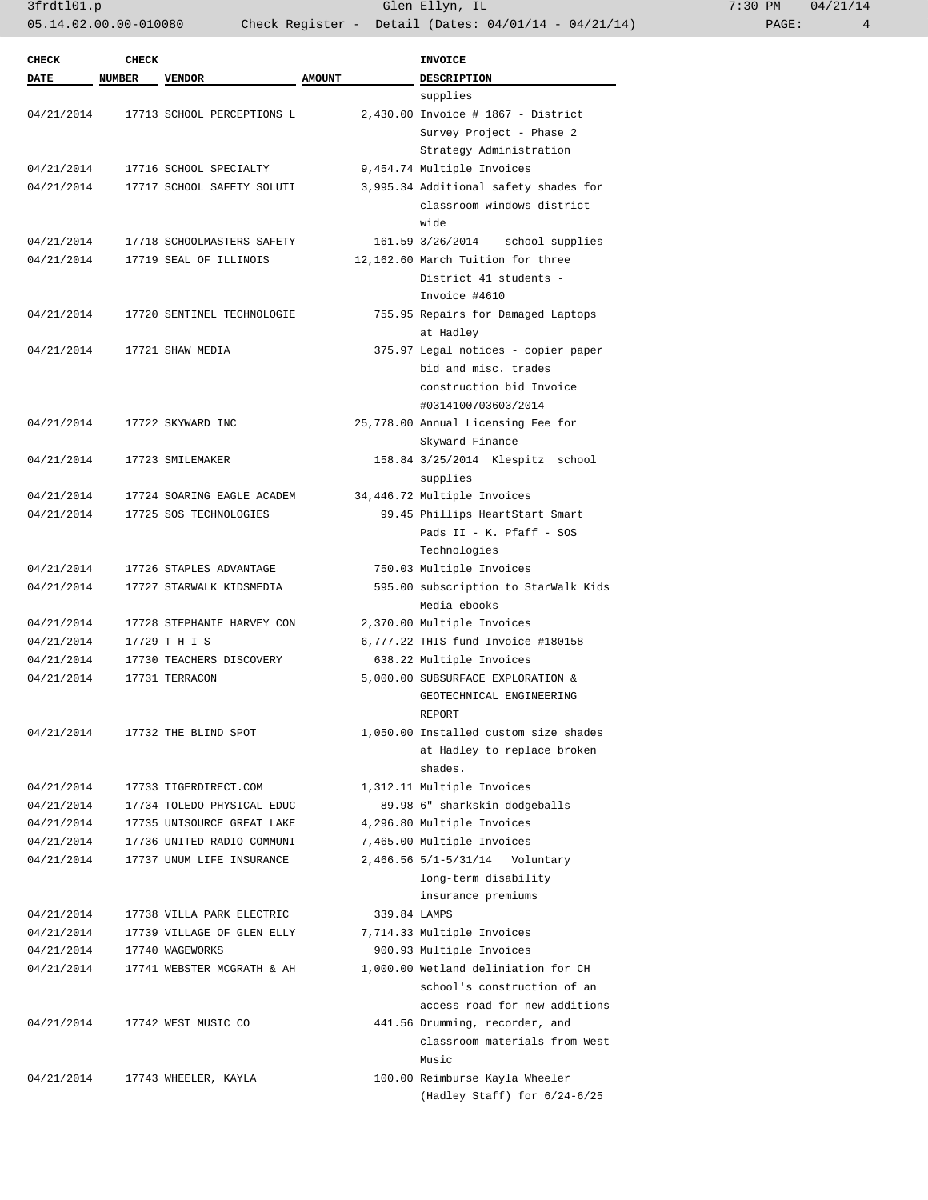| CHECK DATE | CHECK NUMBER | VENDOR | AMOUNT | INVOICE DESCRIPTION |
|---|---|---|---|---|
| | | | | supplies |
| 04/21/2014 | 17713 | SCHOOL PERCEPTIONS L | 2,430.00 | Invoice # 1867 - District Survey Project - Phase 2 Strategy Administration |
| 04/21/2014 | 17716 | SCHOOL SPECIALTY | 9,454.74 | Multiple Invoices |
| 04/21/2014 | 17717 | SCHOOL SAFETY SOLUTI | 3,995.34 | Additional safety shades for classroom windows district wide |
| 04/21/2014 | 17718 | SCHOOLMASTERS SAFETY | 161.59 | 3/26/2014 school supplies |
| 04/21/2014 | 17719 | SEAL OF ILLINOIS | 12,162.60 | March Tuition for three District 41 students - Invoice #4610 |
| 04/21/2014 | 17720 | SENTINEL TECHNOLOGIE | 755.95 | Repairs for Damaged Laptops at Hadley |
| 04/21/2014 | 17721 | SHAW MEDIA | 375.97 | Legal notices - copier paper bid and misc. trades construction bid Invoice #0314100703603/2014 |
| 04/21/2014 | 17722 | SKYWARD INC | 25,778.00 | Annual Licensing Fee for Skyward Finance |
| 04/21/2014 | 17723 | SMILEMAKER | 158.84 | 3/25/2014 Klespitz school supplies |
| 04/21/2014 | 17724 | SOARING EAGLE ACADEM | 34,446.72 | Multiple Invoices |
| 04/21/2014 | 17725 | SOS TECHNOLOGIES | 99.45 | Phillips HeartStart Smart Pads II - K. Pfaff - SOS Technologies |
| 04/21/2014 | 17726 | STAPLES ADVANTAGE | 750.03 | Multiple Invoices |
| 04/21/2014 | 17727 | STARWALK KIDSMEDIA | 595.00 | subscription to StarWalk Kids Media ebooks |
| 04/21/2014 | 17728 | STEPHANIE HARVEY CON | 2,370.00 | Multiple Invoices |
| 04/21/2014 | 17729 | T H I S | 6,777.22 | THIS fund Invoice #180158 |
| 04/21/2014 | 17730 | TEACHERS DISCOVERY | 638.22 | Multiple Invoices |
| 04/21/2014 | 17731 | TERRACON | 5,000.00 | SUBSURFACE EXPLORATION & GEOTECHNICAL ENGINEERING REPORT |
| 04/21/2014 | 17732 | THE BLIND SPOT | 1,050.00 | Installed custom size shades at Hadley to replace broken shades. |
| 04/21/2014 | 17733 | TIGERDIRECT.COM | 1,312.11 | Multiple Invoices |
| 04/21/2014 | 17734 | TOLEDO PHYSICAL EDUC | 89.98 | 6" sharkskin dodgeballs |
| 04/21/2014 | 17735 | UNISOURCE GREAT LAKE | 4,296.80 | Multiple Invoices |
| 04/21/2014 | 17736 | UNITED RADIO COMMUNI | 7,465.00 | Multiple Invoices |
| 04/21/2014 | 17737 | UNUM LIFE INSURANCE | 2,466.56 | 5/1-5/31/14 Voluntary long-term disability insurance premiums |
| 04/21/2014 | 17738 | VILLA PARK ELECTRIC | 339.84 | LAMPS |
| 04/21/2014 | 17739 | VILLAGE OF GLEN ELLY | 7,714.33 | Multiple Invoices |
| 04/21/2014 | 17740 | WAGEWORKS | 900.93 | Multiple Invoices |
| 04/21/2014 | 17741 | WEBSTER MCGRATH & AH | 1,000.00 | Wetland deliniation for CH school's construction of an access road for new additions |
| 04/21/2014 | 17742 | WEST MUSIC CO | 441.56 | Drumming, recorder, and classroom materials from West Music |
| 04/21/2014 | 17743 | WHEELER, KAYLA | 100.00 | Reimburse Kayla Wheeler (Hadley Staff) for 6/24-6/25 |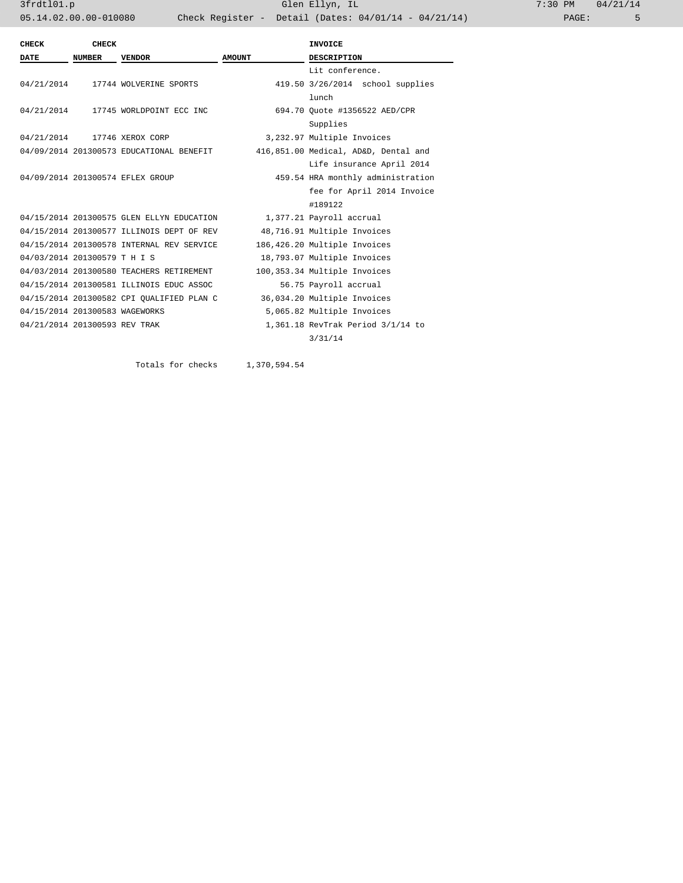| CHECK DATE | CHECK NUMBER | VENDOR | AMOUNT | INVOICE DESCRIPTION |
|---|---|---|---|---|
| | | | | Lit conference. |
| 04/21/2014 | 17744 | WOLVERINE SPORTS | 419.50 | 3/26/2014 school supplies lunch |
| 04/21/2014 | 17745 | WORLDPOINT ECC INC | 694.70 | Quote #1356522 AED/CPR Supplies |
| 04/21/2014 | 17746 | XEROX CORP | 3,232.97 | Multiple Invoices |
| 04/09/2014 | 201300573 | EDUCATIONAL BENEFIT | 416,851.00 | Medical, AD&D, Dental and Life insurance April 2014 |
| 04/09/2014 | 201300574 | EFLEX GROUP | 459.54 | HRA monthly administration fee for April 2014 Invoice #189122 |
| 04/15/2014 | 201300575 | GLEN ELLYN EDUCATION | 1,377.21 | Payroll accrual |
| 04/15/2014 | 201300577 | ILLINOIS DEPT OF REV | 48,716.91 | Multiple Invoices |
| 04/15/2014 | 201300578 | INTERNAL REV SERVICE | 186,426.20 | Multiple Invoices |
| 04/03/2014 | 201300579 | T H I S | 18,793.07 | Multiple Invoices |
| 04/03/2014 | 201300580 | TEACHERS RETIREMENT | 100,353.34 | Multiple Invoices |
| 04/15/2014 | 201300581 | ILLINOIS EDUC ASSOC | 56.75 | Payroll accrual |
| 04/15/2014 | 201300582 | CPI QUALIFIED PLAN C | 36,034.20 | Multiple Invoices |
| 04/15/2014 | 201300583 | WAGEWORKS | 5,065.82 | Multiple Invoices |
| 04/21/2014 | 201300593 | REV TRAK | 1,361.18 | RevTrak Period 3/1/14 to 3/31/14 |

Totals for checks 1,370,594.54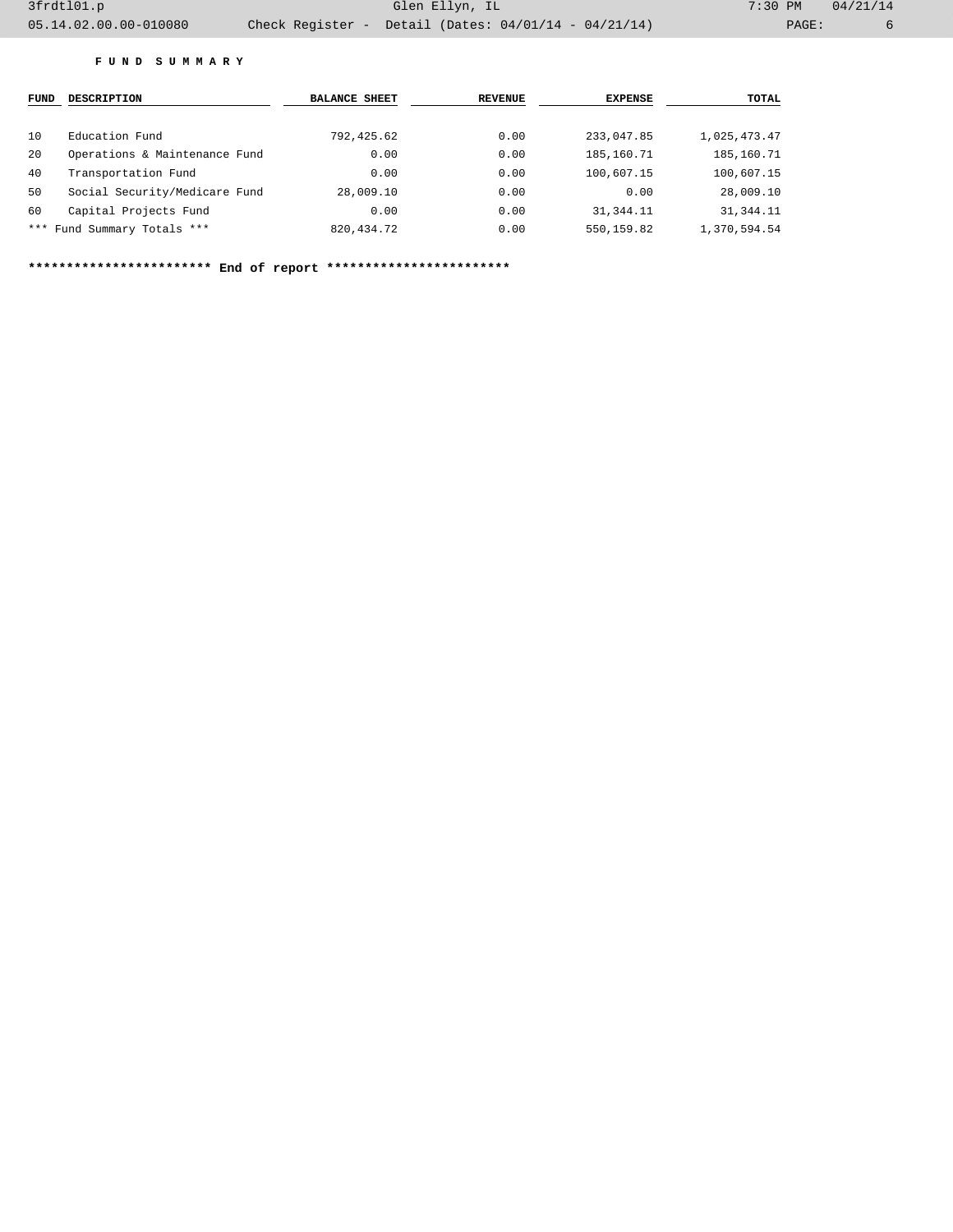**F U N D   S U M M A R Y**

| FUND | DESCRIPTION | BALANCE SHEET | REVENUE | EXPENSE | TOTAL |
|---|---|---|---|---|---|
| 10 | Education Fund | 792,425.62 | 0.00 | 233,047.85 | 1,025,473.47 |
| 20 | Operations & Maintenance Fund | 0.00 | 0.00 | 185,160.71 | 185,160.71 |
| 40 | Transportation Fund | 0.00 | 0.00 | 100,607.15 | 100,607.15 |
| 50 | Social Security/Medicare Fund | 28,009.10 | 0.00 | 0.00 | 28,009.10 |
| 60 | Capital Projects Fund | 0.00 | 0.00 | 31,344.11 | 31,344.11 |
| *** Fund Summary Totals *** | | 820,434.72 | 0.00 | 550,159.82 | 1,370,594.54 |

************************ **End of report** ************************